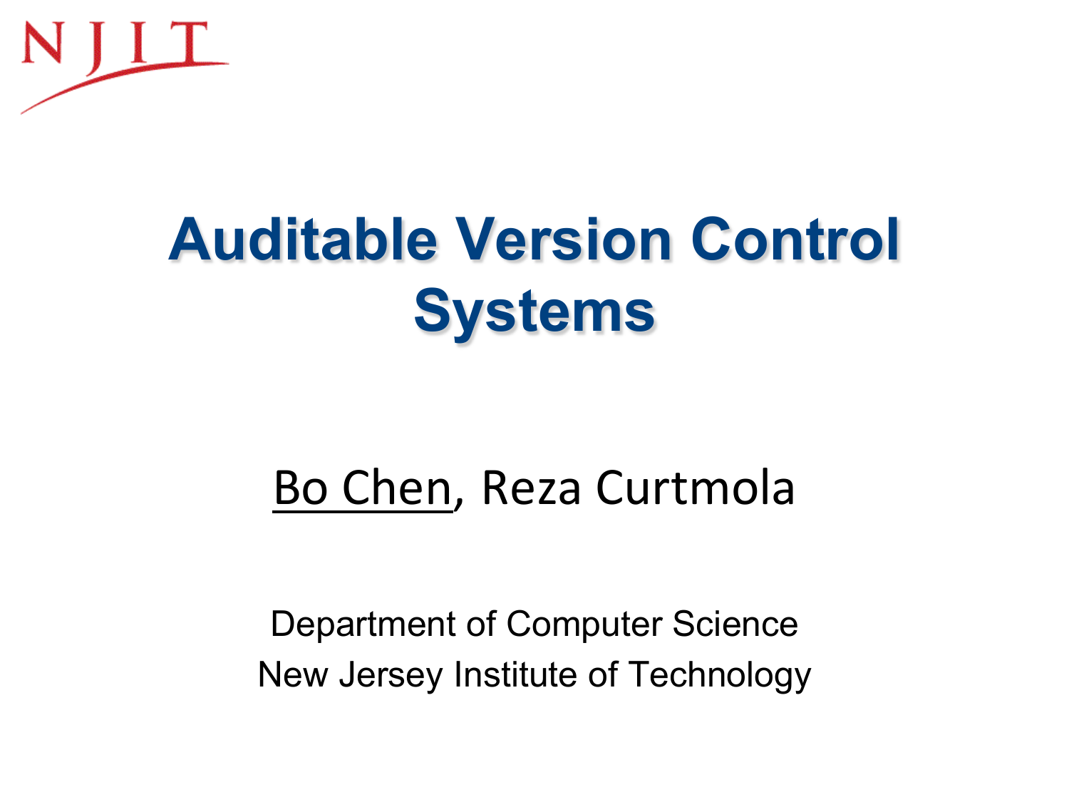NJIT

# Auditable Version Control Systems

Bo Chen, Reza Curtmola

Department of Computer Science
New Jersey Institute of Technology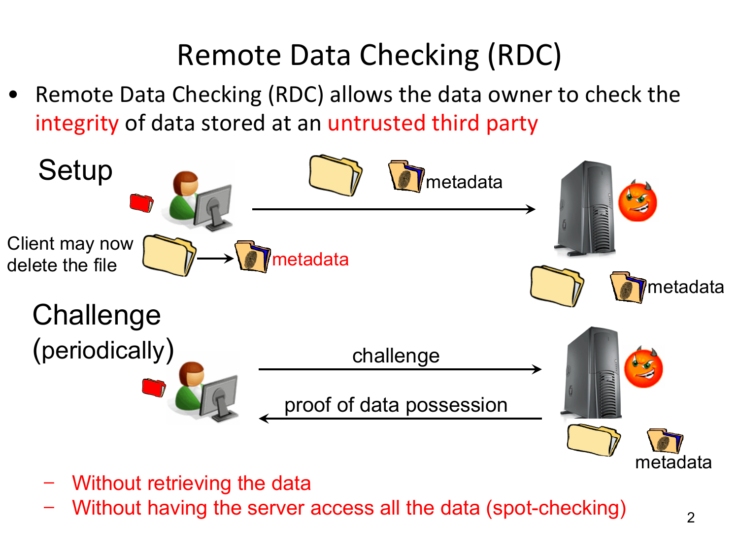# Remote Data Checking (RDC)

- Remote Data Checking (RDC) allows the data owner to check the integrity of data stored at an untrusted third party

Setup

metadata

Client may now delete the file

metadata

metadata

Challenge (periodically)

challenge

proof of data possession

metadata

  - Without retrieving the data
  - Without having the server access all the data (spot-checking)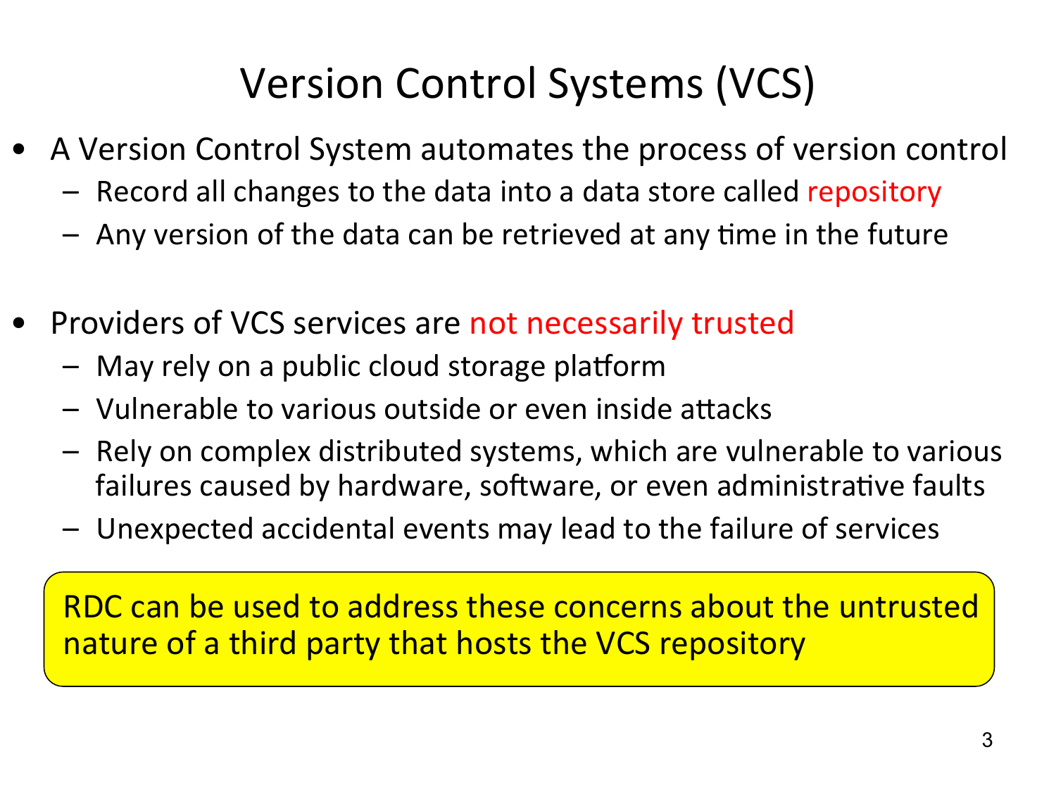# Version Control Systems (VCS)

- A Version Control System automates the process of version control
  - Record all changes to the data into a data store called repository
  - Any version of the data can be retrieved at any time in the future

- Providers of VCS services are not necessarily trusted
  - May rely on a public cloud storage platform
  - Vulnerable to various outside or even inside attacks
  - Rely on complex distributed systems, which are vulnerable to various failures caused by hardware, software, or even administrative faults
  - Unexpected accidental events may lead to the failure of services

RDC can be used to address these concerns about the untrusted nature of a third party that hosts the VCS repository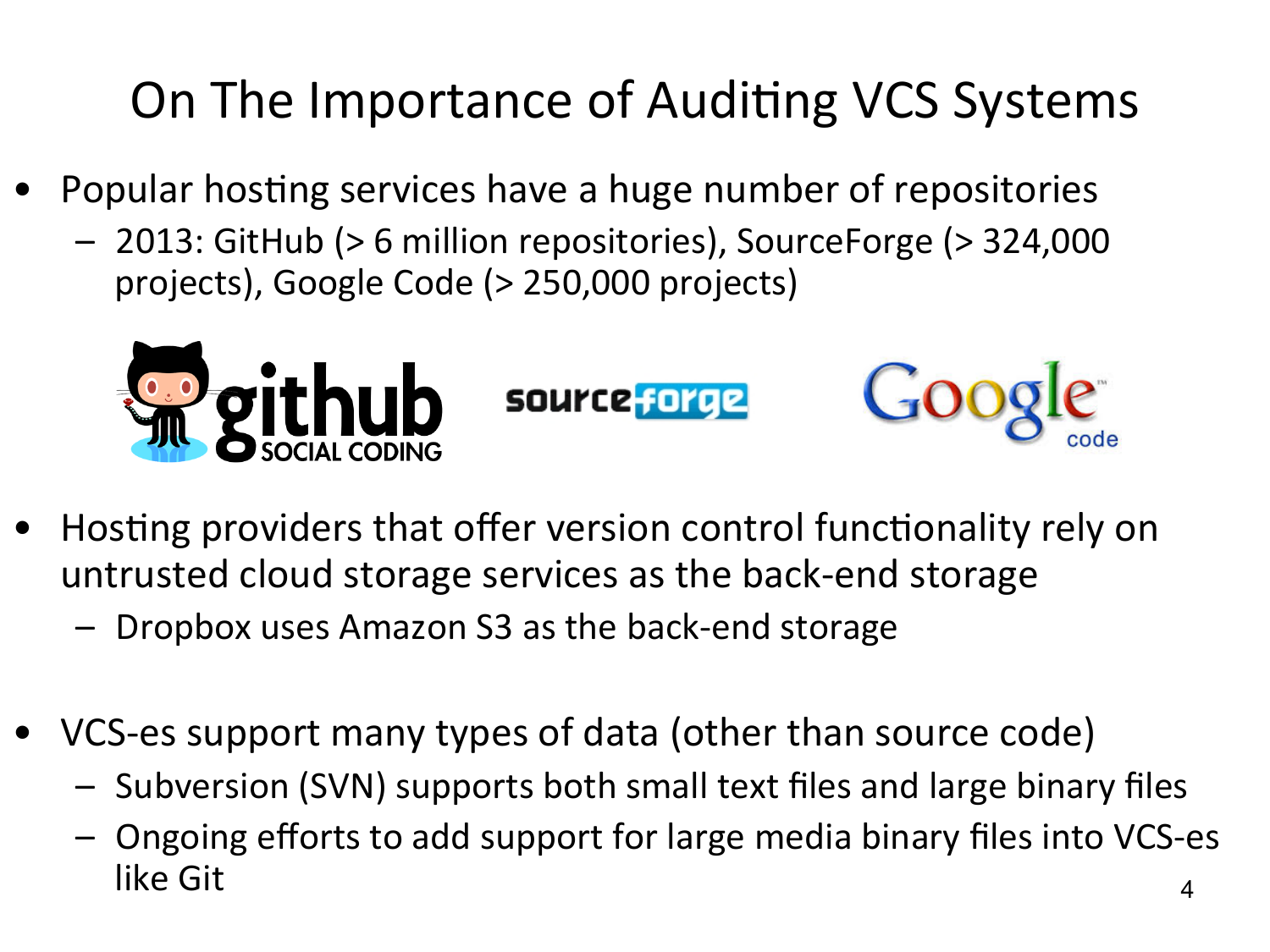# On The Importance of Auditing VCS Systems

- Popular hosting services have a huge number of repositories
  - 2013: GitHub (> 6 million repositories), SourceForge (> 324,000 projects), Google Code (> 250,000 projects)

- Hosting providers that offer version control functionality rely on untrusted cloud storage services as the back-end storage
  - Dropbox uses Amazon S3 as the back-end storage

- VCS-es support many types of data (other than source code)
  - Subversion (SVN) supports both small text files and large binary files
  - Ongoing efforts to add support for large media binary files into VCS-es like Git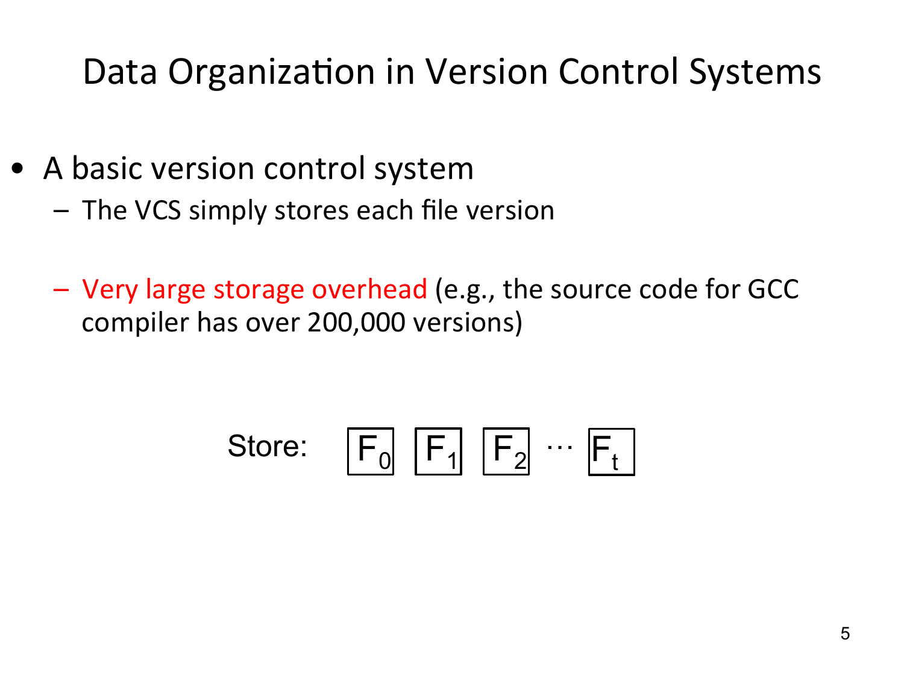# Data Organization in Version Control Systems

- A basic version control system
  - The VCS simply stores each file version
  - Very large storage overhead (e.g., the source code for GCC compiler has over 200,000 versions)

Store: $F_0$ $F_1$ $F_2$ ⋯ $F_t$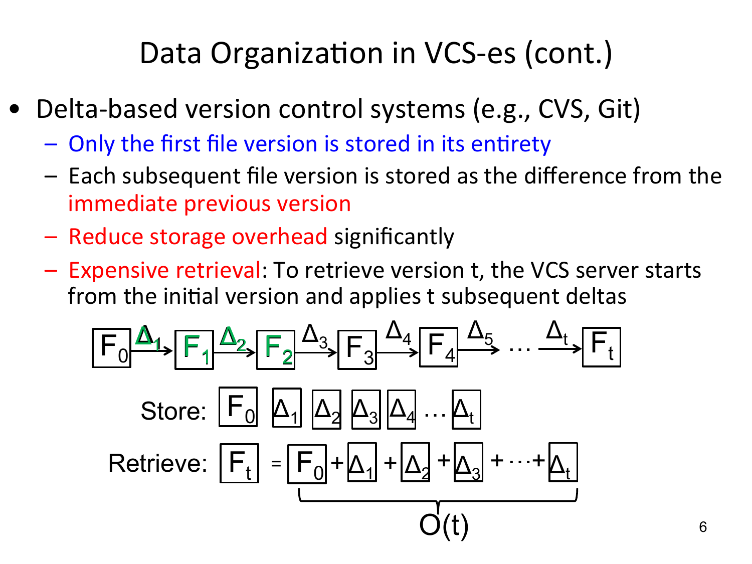# Data Organization in VCS-es (cont.)

- Delta-based version control systems (e.g., CVS, Git)
  - Only the first file version is stored in its entirety
  - Each subsequent file version is stored as the difference from the immediate previous version
  - Reduce storage overhead significantly
  - Expensive retrieval: To retrieve version t, the VCS server starts from the initial version and applies t subsequent deltas

$$F_0 \xrightarrow{\Delta_1} F_1 \xrightarrow{\Delta_2} F_2 \xrightarrow{\Delta_3} F_3 \xrightarrow{\Delta_4} F_4 \xrightarrow{\Delta_5} \cdots \xrightarrow{\Delta_t} F_t$$

Store: $F_0$ $\Delta_1$ $\Delta_2$ $\Delta_3$ $\Delta_4$ $\cdots$ $\Delta_t$

Retrieve: $F_t = \underbrace{F_0 + \Delta_1 + \Delta_2 + \Delta_3 + \cdots + \Delta_t}_{O(t)}$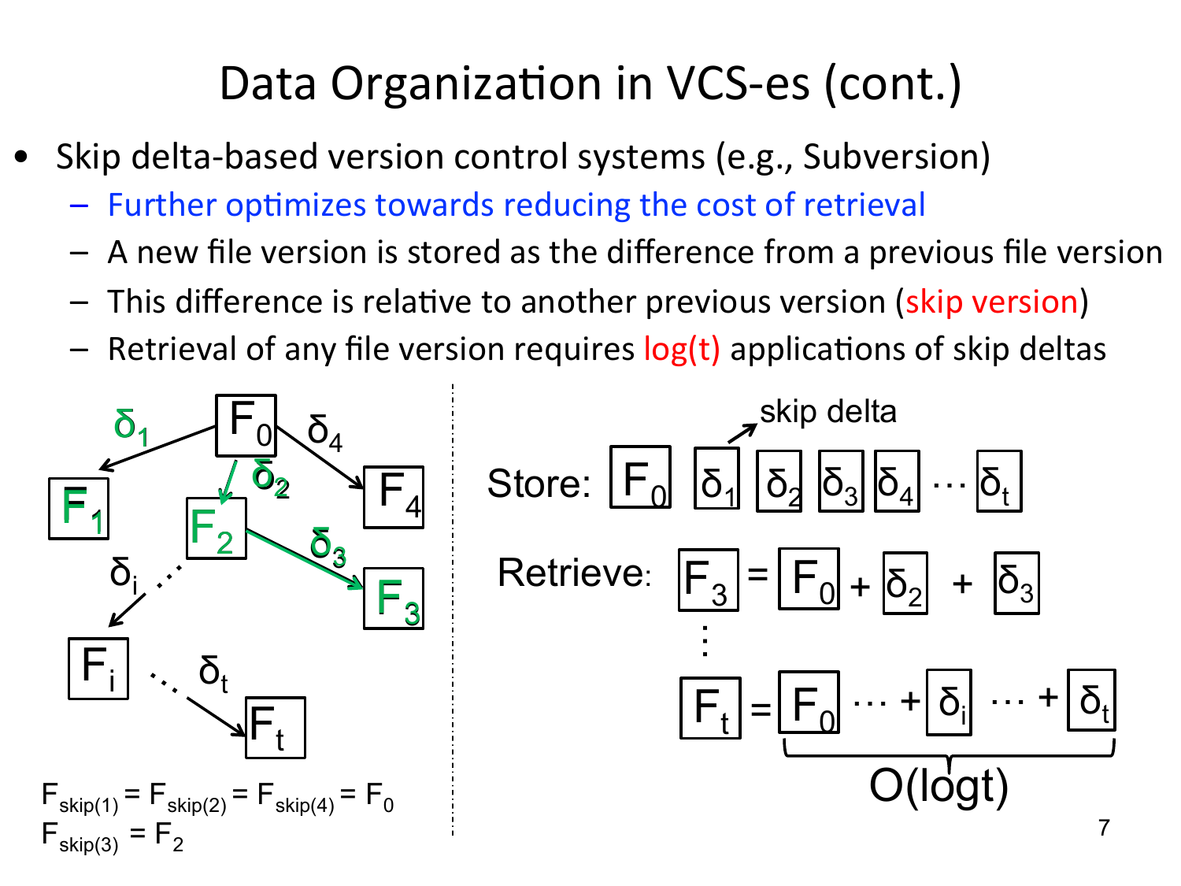# Data Organization in VCS-es (cont.)

- Skip delta-based version control systems (e.g., Subversion)
  - Further optimizes towards reducing the cost of retrieval
  - A new file version is stored as the difference from a previous file version
  - This difference is relative to another previous version (skip version)
  - Retrieval of any file version requires log(t) applications of skip deltas

$F_{skip(1)} = F_{skip(2)} = F_{skip(4)} = F_0$

$F_{skip(3)} = F_2$

Store: $F_0$ $\delta_1$ $\delta_2$ $\delta_3$ $\delta_4$ … $\delta_t$ (skip delta)

Retrieve: $F_3 = F_0 + \delta_2 + \delta_3$

⋮

$F_t = F_0 \cdots + \delta_i \cdots + \delta_t$ — $O(\log t)$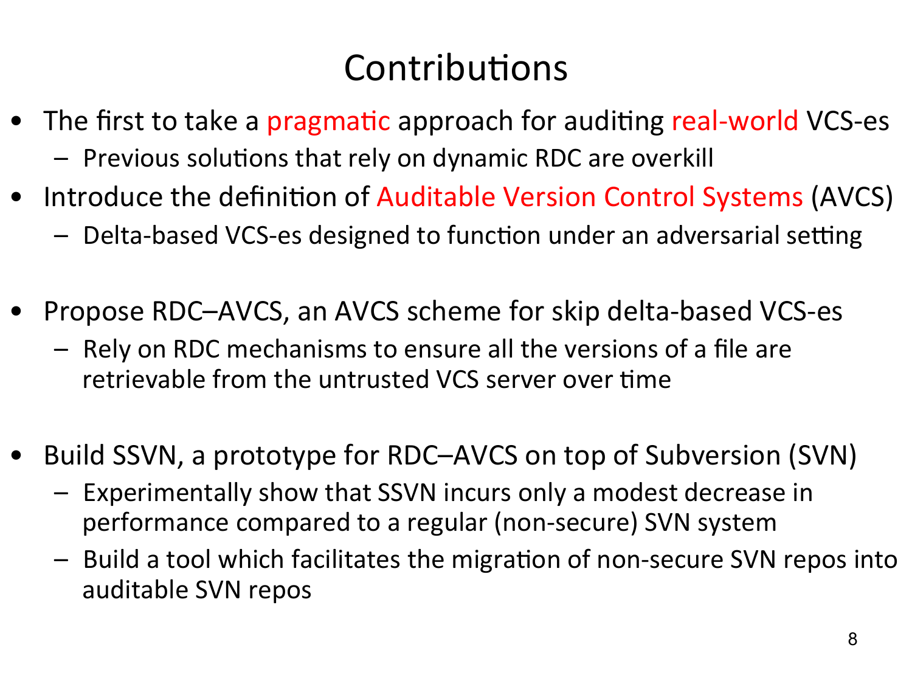# Contributions

- The first to take a pragmatic approach for auditing real-world VCS-es
  - Previous solutions that rely on dynamic RDC are overkill
- Introduce the definition of Auditable Version Control Systems (AVCS)
  - Delta-based VCS-es designed to function under an adversarial setting
- Propose RDC–AVCS, an AVCS scheme for skip delta-based VCS-es
  - Rely on RDC mechanisms to ensure all the versions of a file are retrievable from the untrusted VCS server over time
- Build SSVN, a prototype for RDC–AVCS on top of Subversion (SVN)
  - Experimentally show that SSVN incurs only a modest decrease in performance compared to a regular (non-secure) SVN system
  - Build a tool which facilitates the migration of non-secure SVN repos into auditable SVN repos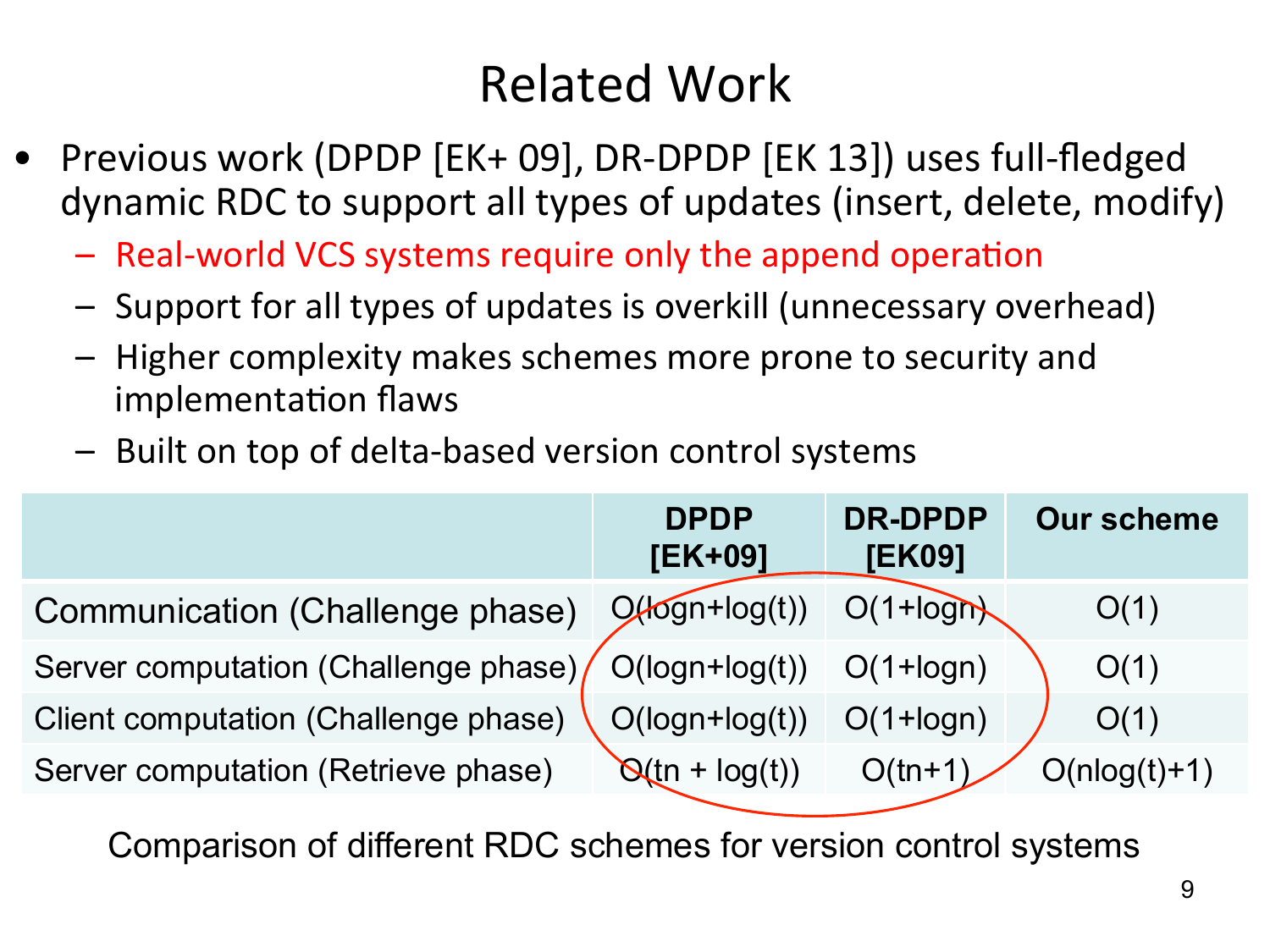# Related Work

- Previous work (DPDP [EK+ 09], DR-DPDP [EK 13]) uses full-fledged dynamic RDC to support all types of updates (insert, delete, modify)
  - Real-world VCS systems require only the append operation
  - Support for all types of updates is overkill (unnecessary overhead)
  - Higher complexity makes schemes more prone to security and implementation flaws
  - Built on top of delta-based version control systems

| | DPDP [EK+09] | DR-DPDP [EK09] | Our scheme |
|---|---|---|---|
| Communication (Challenge phase) | $O(\log n+\log(t))$ | $O(1+\log n)$ | $O(1)$ |
| Server computation (Challenge phase) | $O(\log n+\log(t))$ | $O(1+\log n)$ | $O(1)$ |
| Client computation (Challenge phase) | $O(\log n+\log(t))$ | $O(1+\log n)$ | $O(1)$ |
| Server computation (Retrieve phase) | $O(tn + \log(t))$ | $O(tn+1)$ | $O(n\log(t)+1)$ |

Comparison of different RDC schemes for version control systems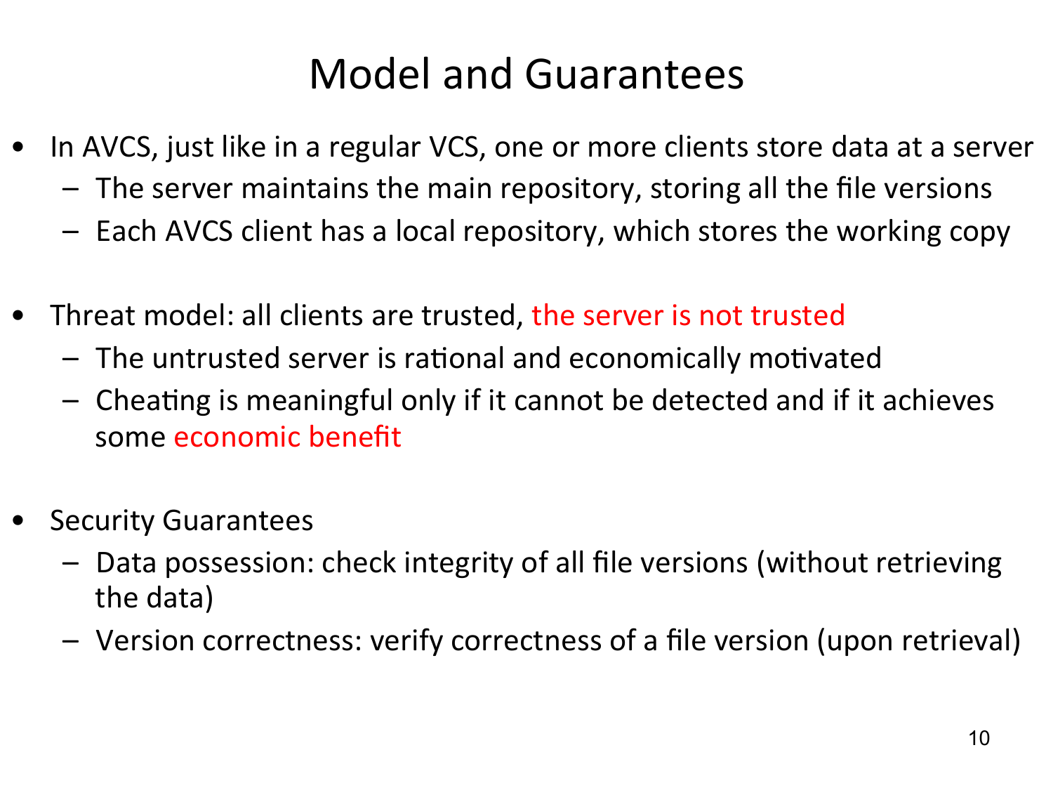# Model and Guarantees

- In AVCS, just like in a regular VCS, one or more clients store data at a server
  - The server maintains the main repository, storing all the file versions
  - Each AVCS client has a local repository, which stores the working copy

- Threat model: all clients are trusted, the server is not trusted
  - The untrusted server is rational and economically motivated
  - Cheating is meaningful only if it cannot be detected and if it achieves some economic benefit

- Security Guarantees
  - Data possession: check integrity of all file versions (without retrieving the data)
  - Version correctness: verify correctness of a file version (upon retrieval)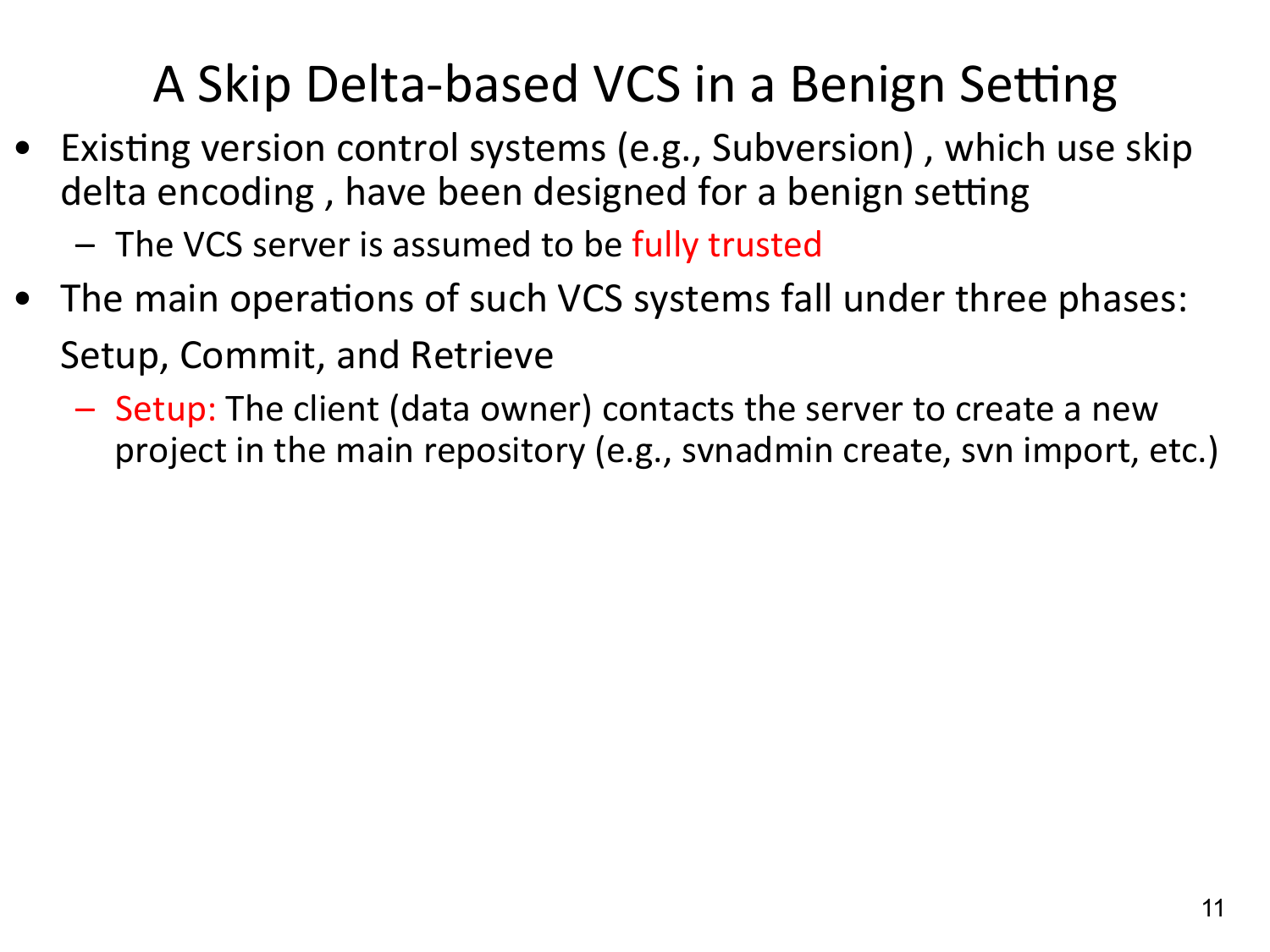# A Skip Delta-based VCS in a Benign Setting

- Existing version control systems (e.g., Subversion) , which use skip delta encoding , have been designed for a benign setting
  - The VCS server is assumed to be fully trusted
- The main operations of such VCS systems fall under three phases: Setup, Commit, and Retrieve
  - Setup: The client (data owner) contacts the server to create a new project in the main repository (e.g., svnadmin create, svn import, etc.)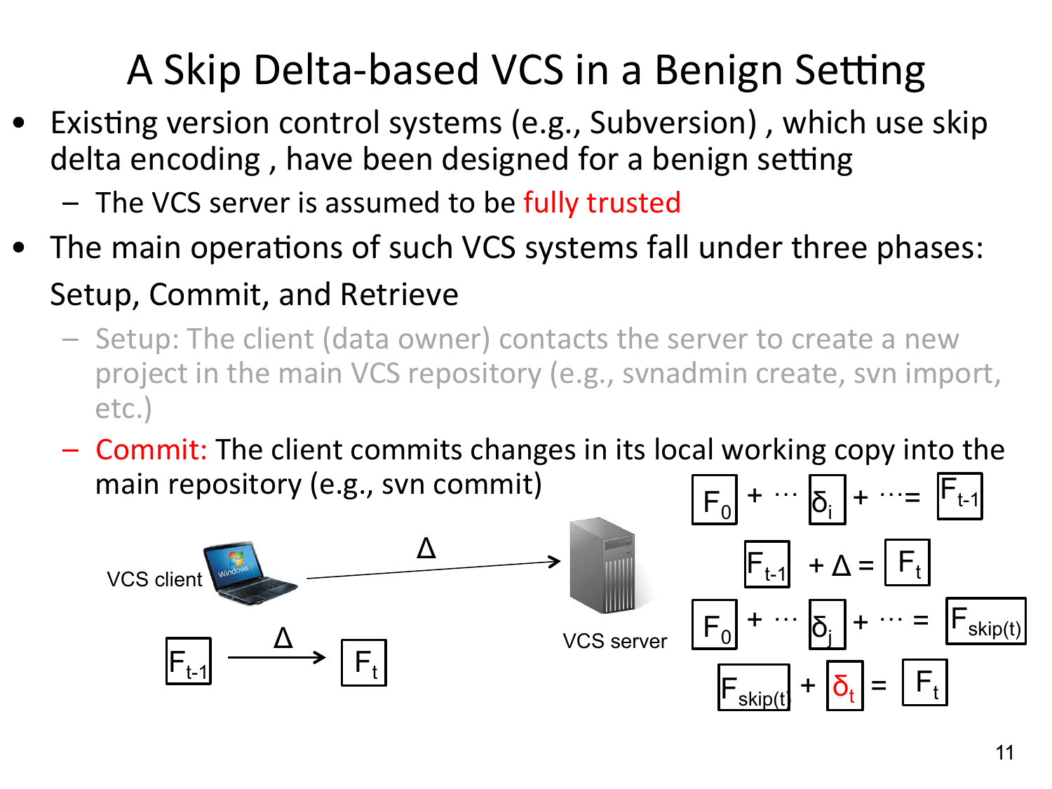# A Skip Delta-based VCS in a Benign Setting

- Existing version control systems (e.g., Subversion) , which use skip delta encoding , have been designed for a benign setting
  - The VCS server is assumed to be fully trusted
- The main operations of such VCS systems fall under three phases: Setup, Commit, and Retrieve
  - Setup: The client (data owner) contacts the server to create a new project in the main VCS repository (e.g., svnadmin create, svn import, etc.)
  - Commit: The client commits changes in its local working copy into the main repository (e.g., svn commit)

VCS client: $F_{t-1} \xrightarrow{\Delta} F_t$

VCS client $\xrightarrow{\Delta}$ VCS server

$F_0 + \cdots \delta_i + \cdots = F_{t-1}$

$F_{t-1} + \Delta = F_t$

$F_0 + \cdots \delta_j + \cdots = F_{skip(t)}$

$F_{skip(t)} + \delta_t = F_t$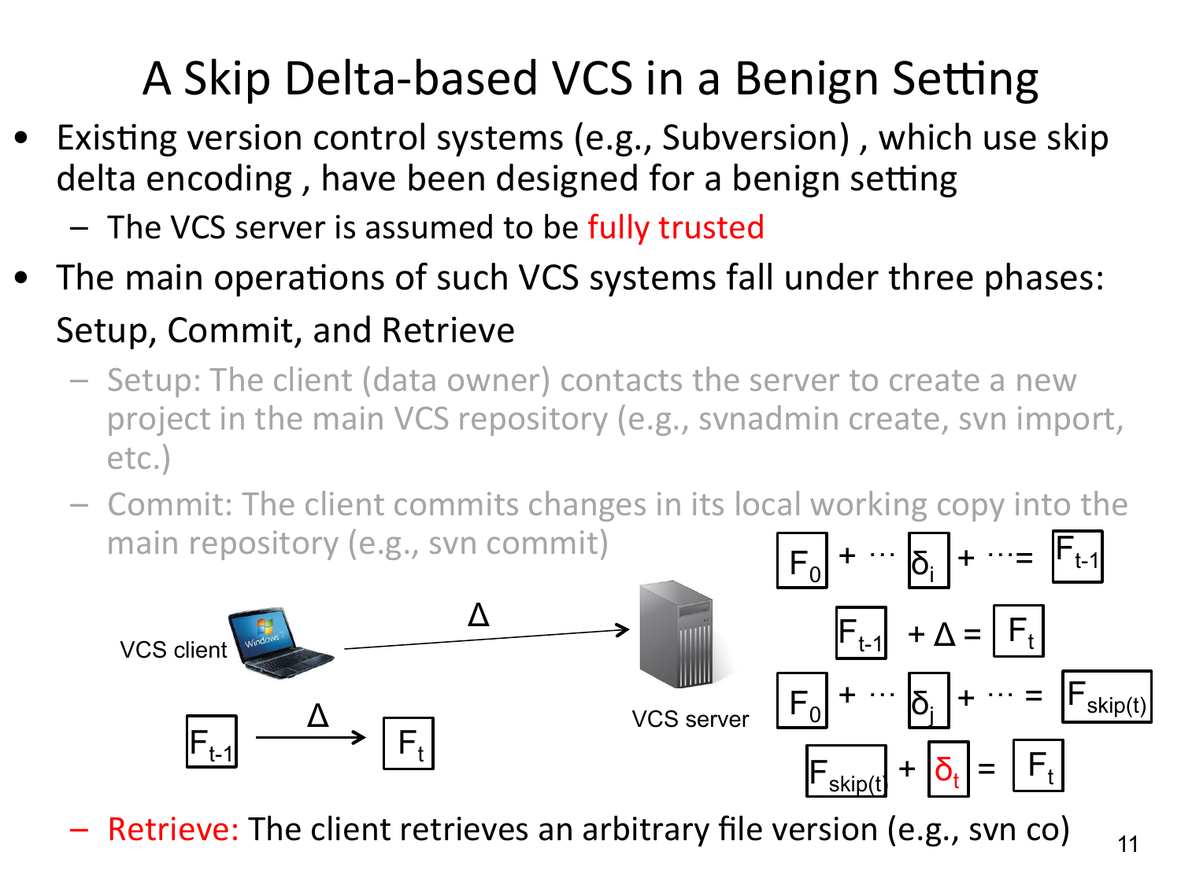# A Skip Delta-based VCS in a Benign Setting

- Existing version control systems (e.g., Subversion) , which use skip delta encoding , have been designed for a benign setting
  - The VCS server is assumed to be fully trusted
- The main operations of such VCS systems fall under three phases: Setup, Commit, and Retrieve
  - Setup: The client (data owner) contacts the server to create a new project in the main VCS repository (e.g., svnadmin create, svn import, etc.)
  - Commit: The client commits changes in its local working copy into the main repository (e.g., svn commit)

VCS client — $\Delta$ → VCS server

$F_{t-1} \xrightarrow{\Delta} F_t$

$$F_0 + \cdots \delta_i + \cdots = F_{t-1}$$

$$F_{t-1} + \Delta = F_t$$

$$F_0 + \cdots \delta_j + \cdots = F_{skip(t)}$$

$$F_{skip(t)} + \delta_t = F_t$$

  - Retrieve: The client retrieves an arbitrary file version (e.g., svn co)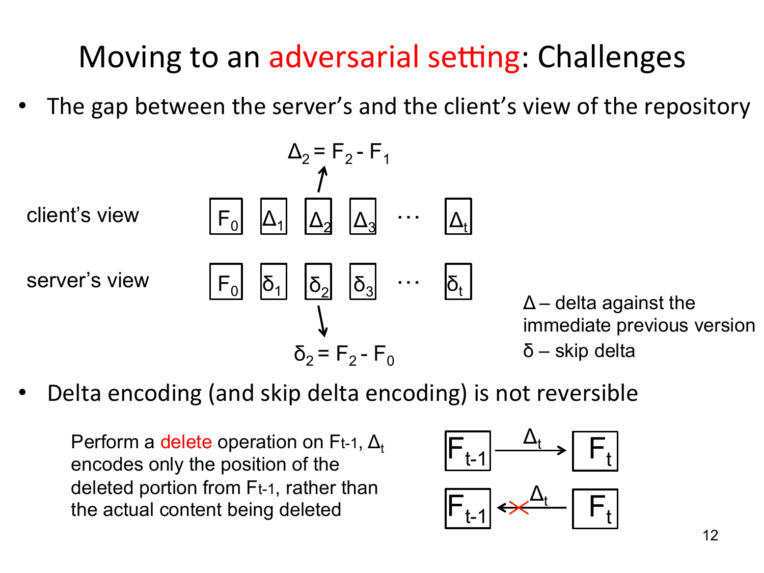# Moving to an adversarial setting: Challenges

- The gap between the server's and the client's view of the repository

$\Delta_2 = F_2 - F_1$

client's view: $F_0$ $\Delta_1$ $\Delta_2$ $\Delta_3$ ··· $\Delta_t$

server's view: $F_0$ $\delta_1$ $\delta_2$ $\delta_3$ ··· $\delta_t$

$\delta_2 = F_2 - F_0$

$\Delta$ – delta against the immediate previous version

$\delta$ – skip delta

- Delta encoding (and skip delta encoding) is not reversible

Perform a delete operation on $F_{t-1}$, $\Delta_t$ encodes only the position of the deleted portion from $F_{t-1}$, rather than the actual content being deleted

$F_{t-1} \xrightarrow{\Delta_t} F_t$

$F_{t-1} \xleftarrow{\Delta_t} F_t$ (✗)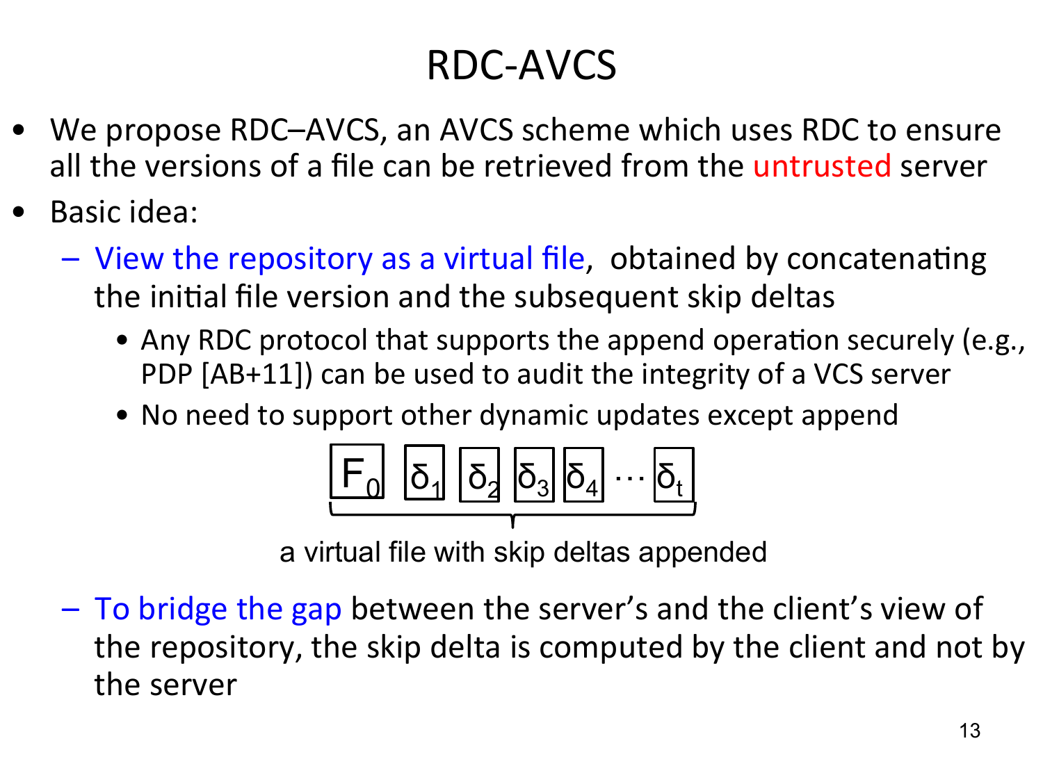# RDC-AVCS

- We propose RDC–AVCS, an AVCS scheme which uses RDC to ensure all the versions of a file can be retrieved from the untrusted server
- Basic idea:
  - View the repository as a virtual file, obtained by concatenating the initial file version and the subsequent skip deltas
    - Any RDC protocol that supports the append operation securely (e.g., PDP [AB+11]) can be used to audit the integrity of a VCS server
    - No need to support other dynamic updates except append

$$F_0 \; \delta_1 \; \delta_2 \; \delta_3 \; \delta_4 \cdots \delta_t$$

a virtual file with skip deltas appended

  - To bridge the gap between the server's and the client's view of the repository, the skip delta is computed by the client and not by the server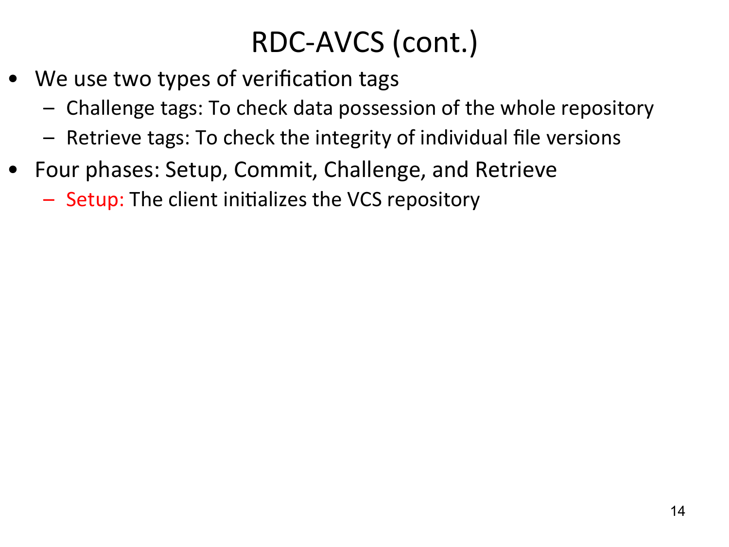# RDC-AVCS (cont.)

- We use two types of verification tags
  - Challenge tags: To check data possession of the whole repository
  - Retrieve tags: To check the integrity of individual file versions
- Four phases: Setup, Commit, Challenge, and Retrieve
  - Setup: The client initializes the VCS repository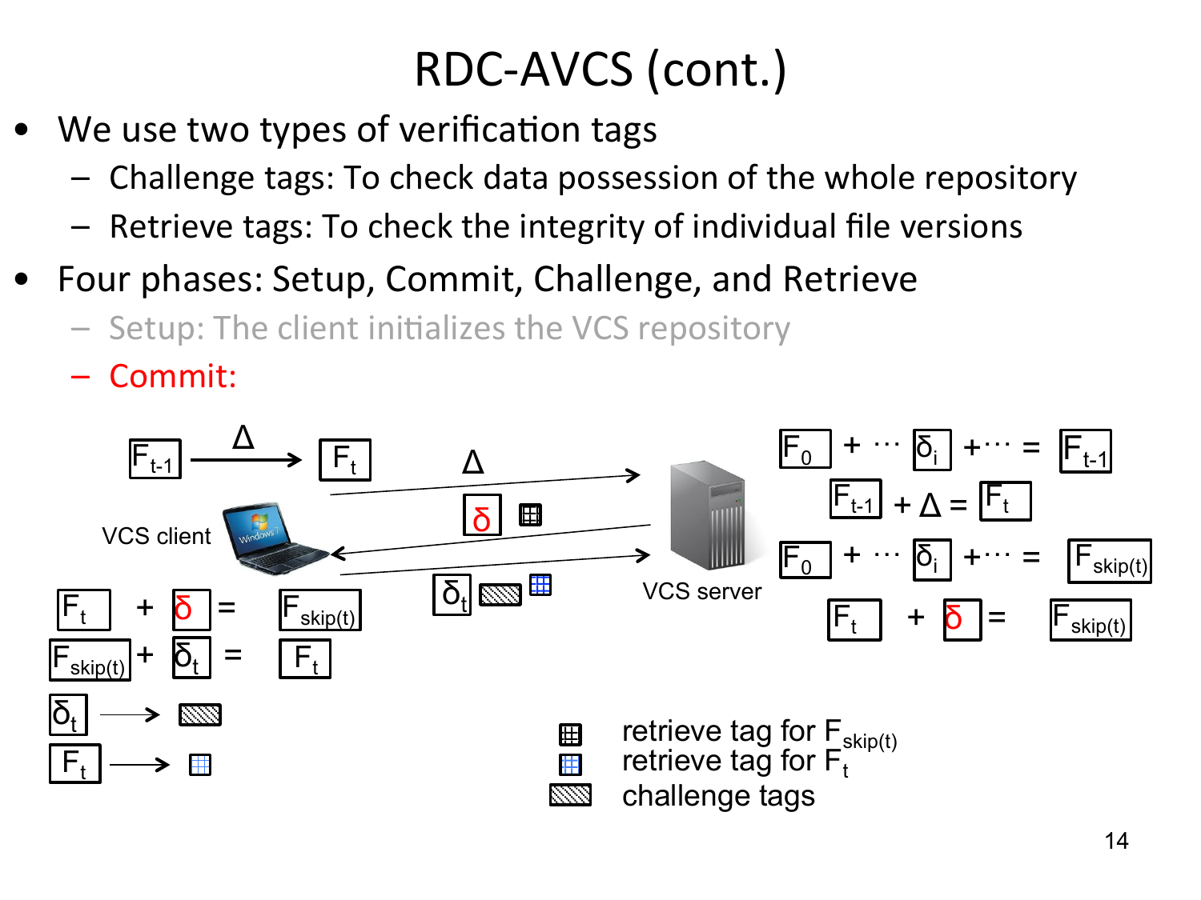# RDC-AVCS (cont.)

- We use two types of verification tags
  - Challenge tags: To check data possession of the whole repository
  - Retrieve tags: To check the integrity of individual file versions
- Four phases: Setup, Commit, Challenge, and Retrieve
  - Setup: The client initializes the VCS repository
  - Commit:

VCS client

$F_{t-1} \xrightarrow{\Delta} F_t$

$F_t + \delta = F_{skip(t)}$

$F_{skip(t)} + \delta_t = F_t$

$\delta_t \rightarrow$ [challenge tags]

$F_t \rightarrow$ [retrieve tag for $F_t$]

Client → Server: $\Delta$

Server → Client: $\delta$, [retrieve tag for $F_{skip(t)}$]

Client → Server: $\delta_t$, [challenge tags], [retrieve tag for $F_t$]

VCS server

$F_0 + \cdots \delta_i + \cdots = F_{t-1}$

$F_{t-1} + \Delta = F_t$

$F_0 + \cdots \delta_i + \cdots = F_{skip(t)}$

$F_t + \delta = F_{skip(t)}$

Legend:
- retrieve tag for $F_{skip(t)}$
- retrieve tag for $F_t$
- challenge tags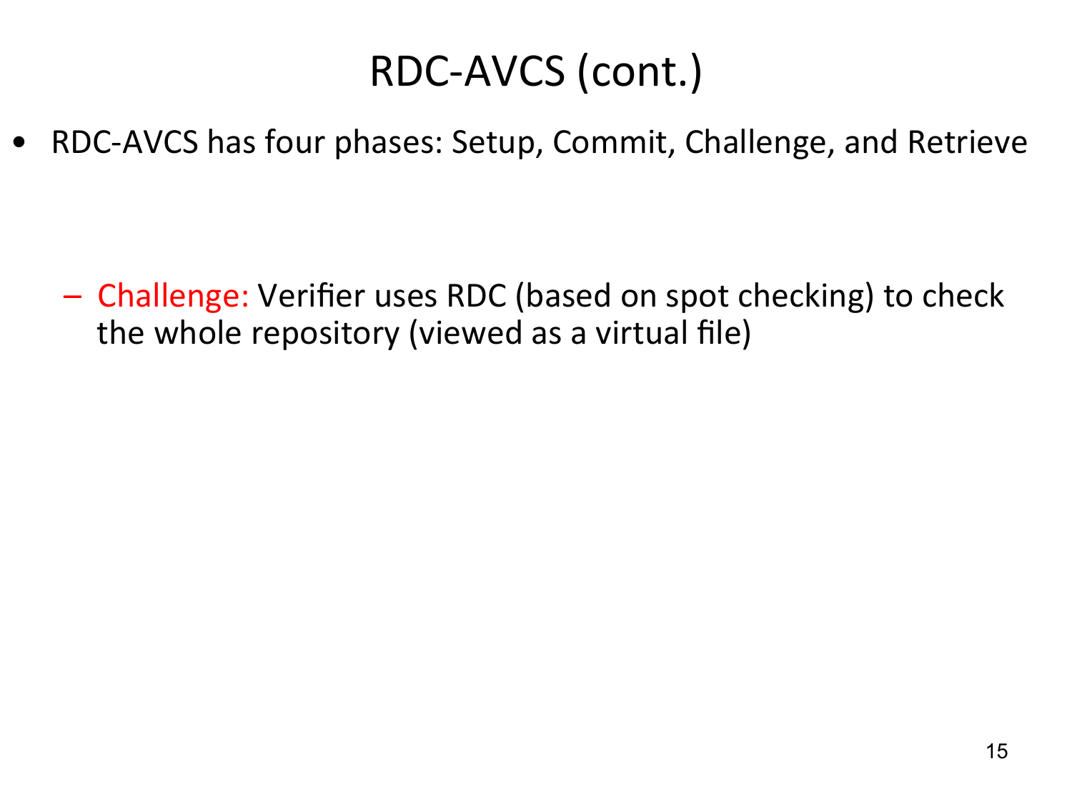# RDC-AVCS (cont.)

- RDC-AVCS has four phases: Setup, Commit, Challenge, and Retrieve
  - Challenge: Verifier uses RDC (based on spot checking) to check the whole repository (viewed as a virtual file)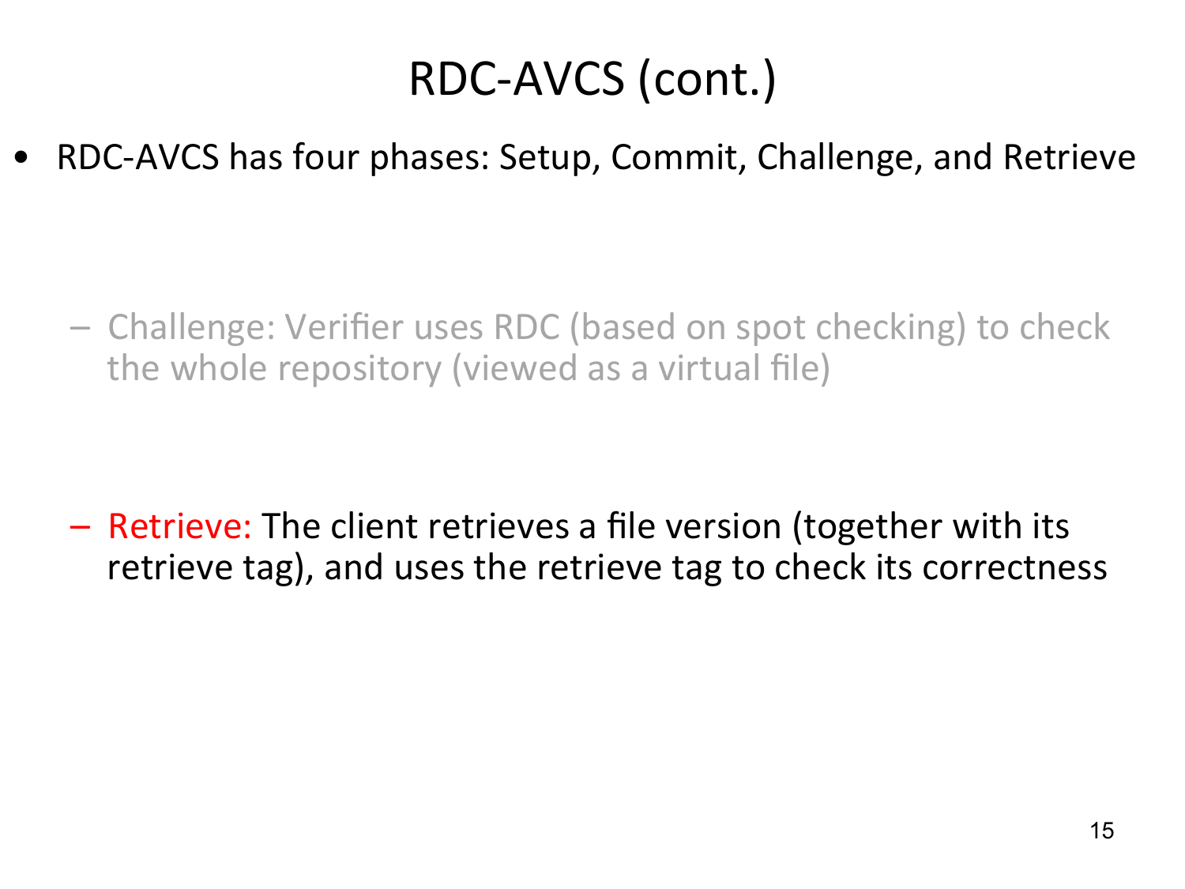# RDC-AVCS (cont.)

- RDC-AVCS has four phases: Setup, Commit, Challenge, and Retrieve
  - Challenge: Verifier uses RDC (based on spot checking) to check the whole repository (viewed as a virtual file)
  - Retrieve: The client retrieves a file version (together with its retrieve tag), and uses the retrieve tag to check its correctness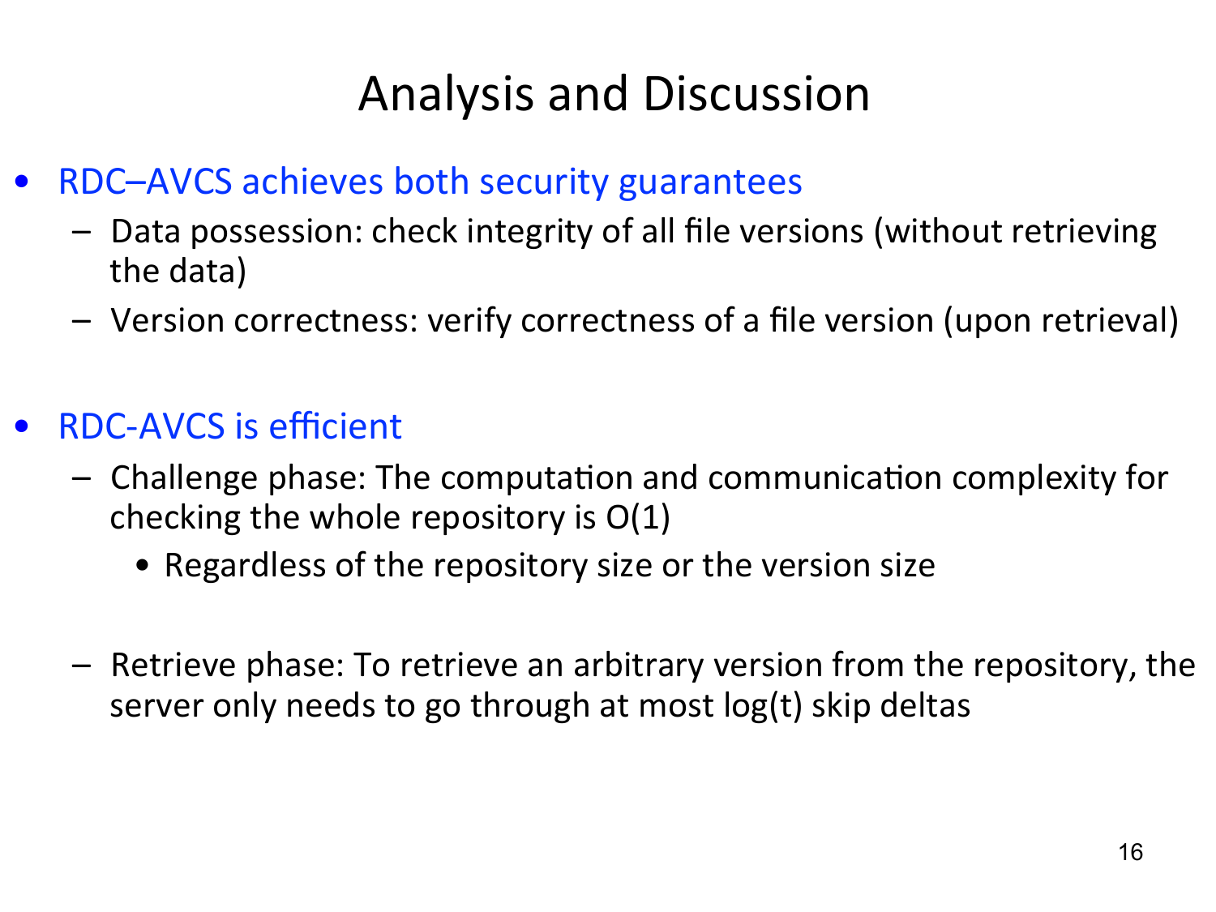# Analysis and Discussion

- RDC–AVCS achieves both security guarantees
  - Data possession: check integrity of all file versions (without retrieving the data)
  - Version correctness: verify correctness of a file version (upon retrieval)

- RDC-AVCS is efficient
  - Challenge phase: The computation and communication complexity for checking the whole repository is $O(1)$
    - Regardless of the repository size or the version size
  - Retrieve phase: To retrieve an arbitrary version from the repository, the server only needs to go through at most $\log(t)$ skip deltas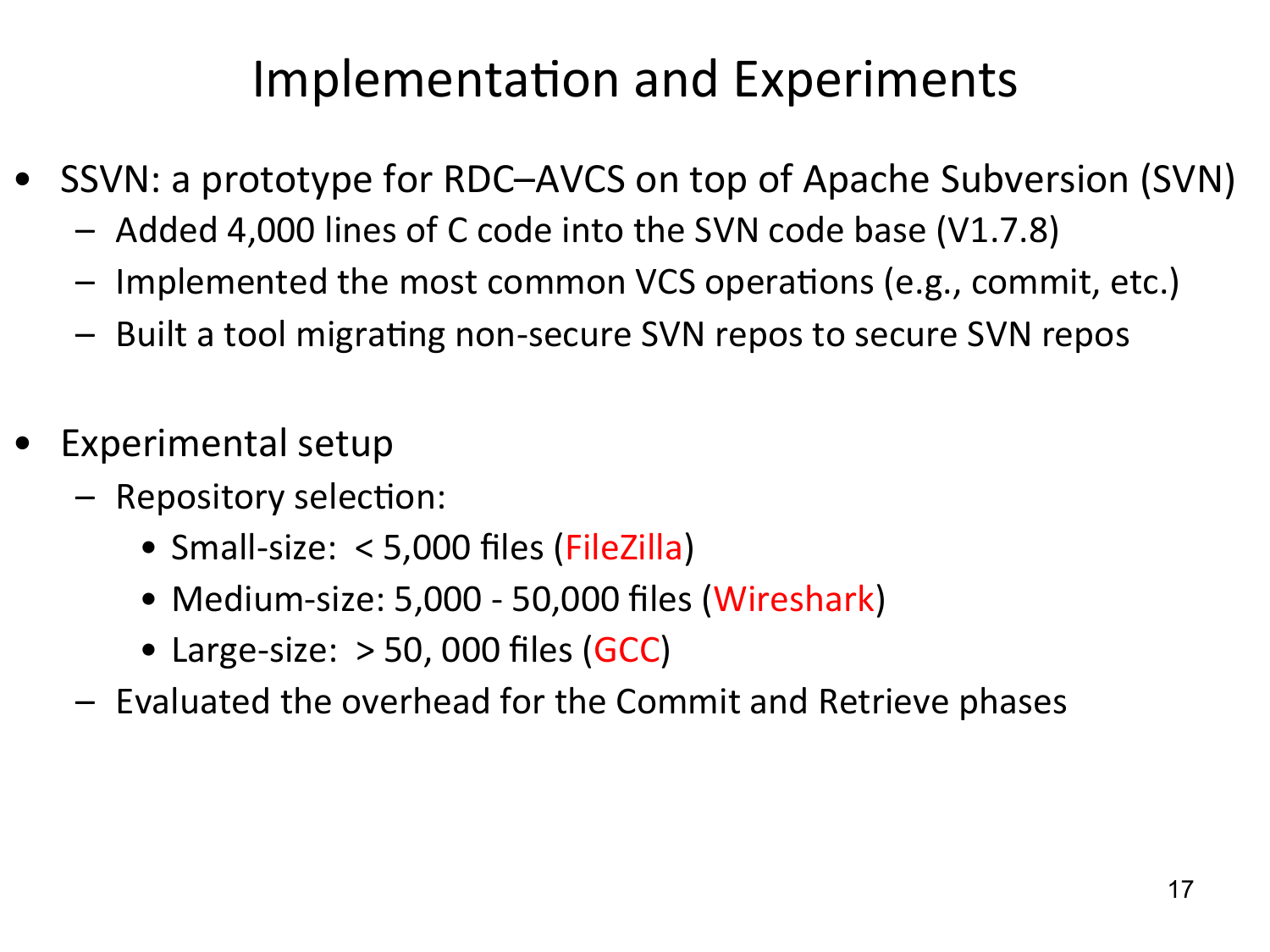# Implementation and Experiments

- SSVN: a prototype for RDC–AVCS on top of Apache Subversion (SVN)
  - Added 4,000 lines of C code into the SVN code base (V1.7.8)
  - Implemented the most common VCS operations (e.g., commit, etc.)
  - Built a tool migrating non-secure SVN repos to secure SVN repos

- Experimental setup
  - Repository selection:
    - Small-size: < 5,000 files (FileZilla)
    - Medium-size: 5,000 - 50,000 files (Wireshark)
    - Large-size: > 50, 000 files (GCC)
  - Evaluated the overhead for the Commit and Retrieve phases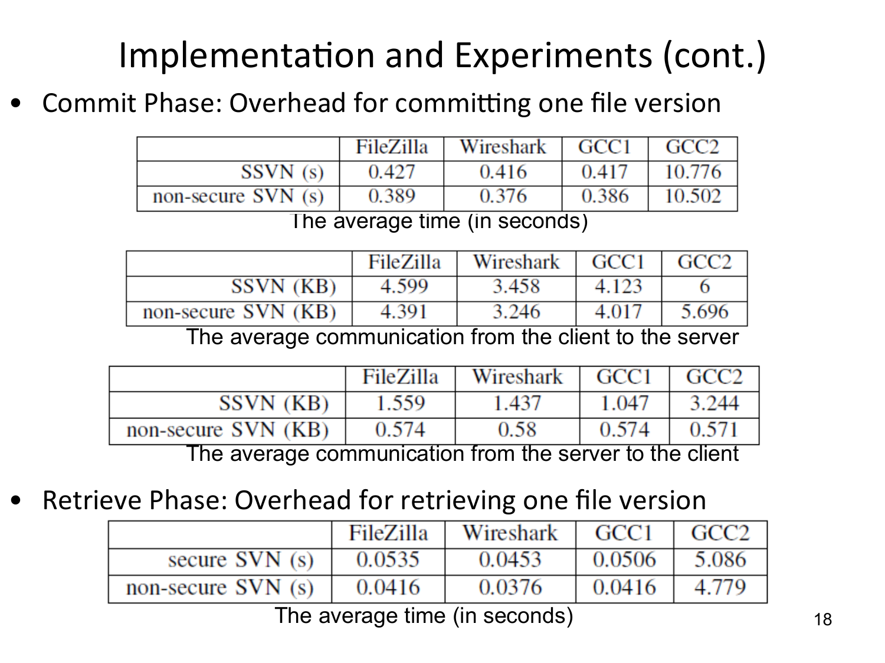# Implementation and Experiments (cont.)

- Commit Phase: Overhead for committing one file version

| | FileZilla | Wireshark | GCC1 | GCC2 |
|---|---|---|---|---|
| SSVN (s) | 0.427 | 0.416 | 0.417 | 10.776 |
| non-secure SVN (s) | 0.389 | 0.376 | 0.386 | 10.502 |

The average time (in seconds)

| | FileZilla | Wireshark | GCC1 | GCC2 |
|---|---|---|---|---|
| SSVN (KB) | 4.599 | 3.458 | 4.123 | 6 |
| non-secure SVN (KB) | 4.391 | 3.246 | 4.017 | 5.696 |

The average communication from the client to the server

| | FileZilla | Wireshark | GCC1 | GCC2 |
|---|---|---|---|---|
| SSVN (KB) | 1.559 | 1.437 | 1.047 | 3.244 |
| non-secure SVN (KB) | 0.574 | 0.58 | 0.574 | 0.571 |

The average communication from the server to the client

- Retrieve Phase: Overhead for retrieving one file version

| | FileZilla | Wireshark | GCC1 | GCC2 |
|---|---|---|---|---|
| secure SVN (s) | 0.0535 | 0.0453 | 0.0506 | 5.086 |
| non-secure SVN (s) | 0.0416 | 0.0376 | 0.0416 | 4.779 |

The average time (in seconds)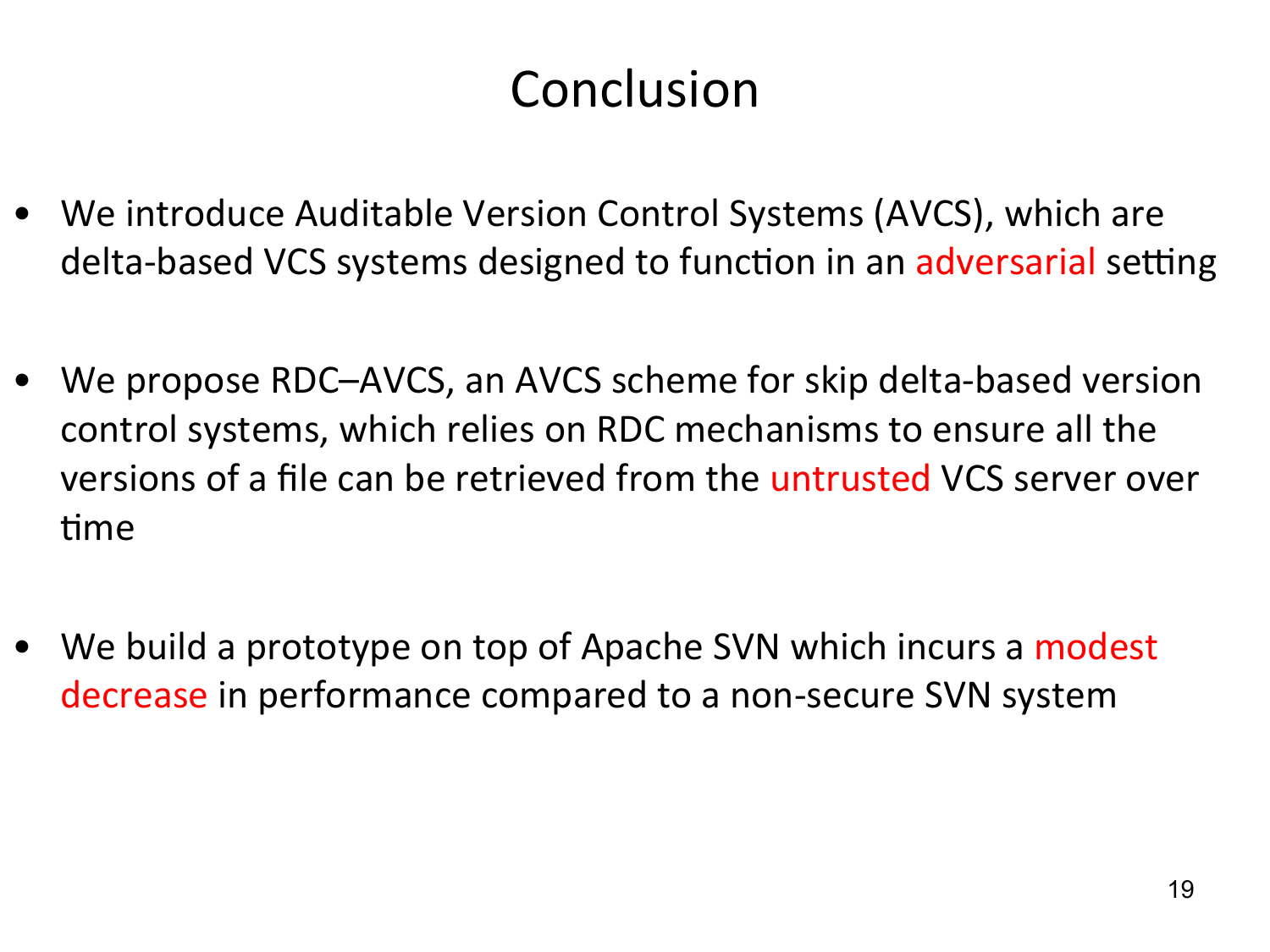# Conclusion

- We introduce Auditable Version Control Systems (AVCS), which are delta-based VCS systems designed to function in an adversarial setting
- We propose RDC–AVCS, an AVCS scheme for skip delta-based version control systems, which relies on RDC mechanisms to ensure all the versions of a file can be retrieved from the untrusted VCS server over time
- We build a prototype on top of Apache SVN which incurs a modest decrease in performance compared to a non-secure SVN system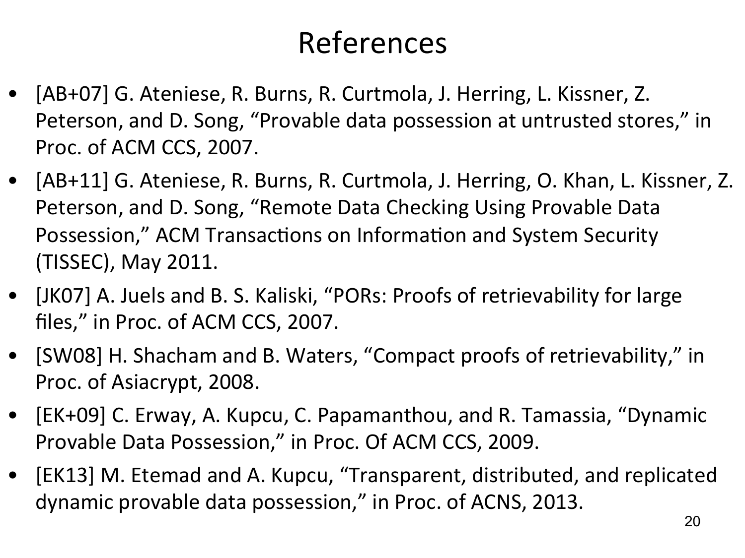# References

- [AB+07] G. Ateniese, R. Burns, R. Curtmola, J. Herring, L. Kissner, Z. Peterson, and D. Song, “Provable data possession at untrusted stores,” in Proc. of ACM CCS, 2007.
- [AB+11] G. Ateniese, R. Burns, R. Curtmola, J. Herring, O. Khan, L. Kissner, Z. Peterson, and D. Song, “Remote Data Checking Using Provable Data Possession,” ACM Transactions on Information and System Security (TISSEC), May 2011.
- [JK07] A. Juels and B. S. Kaliski, “PORs: Proofs of retrievability for large files,” in Proc. of ACM CCS, 2007.
- [SW08] H. Shacham and B. Waters, “Compact proofs of retrievability,” in Proc. of Asiacrypt, 2008.
- [EK+09] C. Erway, A. Kupcu, C. Papamanthou, and R. Tamassia, “Dynamic Provable Data Possession,” in Proc. Of ACM CCS, 2009.
- [EK13] M. Etemad and A. Kupcu, “Transparent, distributed, and replicated dynamic provable data possession,” in Proc. of ACNS, 2013.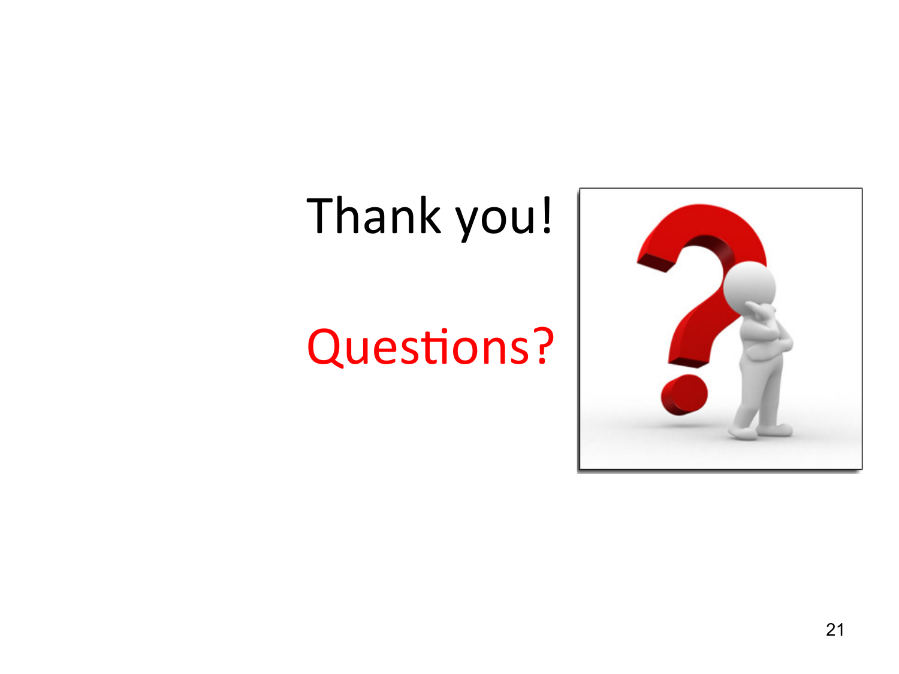Thank you!

Questions?